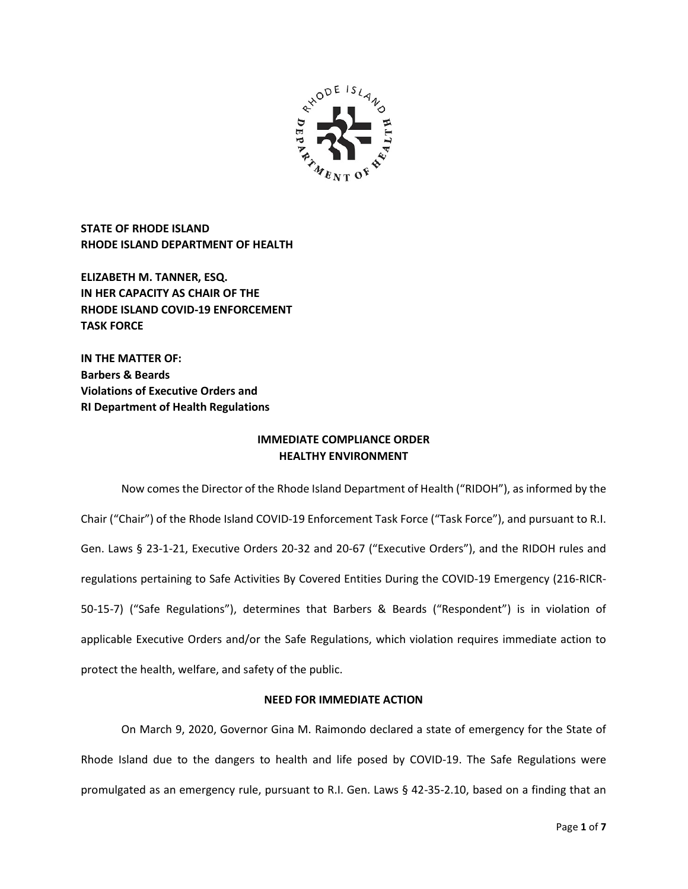**STATE OF RHODE ISLAND**
**RHODE ISLAND DEPARTMENT OF HEALTH**

**ELIZABETH M. TANNER, ESQ.**
**IN HER CAPACITY AS CHAIR OF THE**
**RHODE ISLAND COVID-19 ENFORCEMENT**
**TASK FORCE**

**IN THE MATTER OF:**
**Barbers & Beards**
**Violations of Executive Orders and**
**RI Department of Health Regulations**

## IMMEDIATE COMPLIANCE ORDER
## HEALTHY ENVIRONMENT

Now comes the Director of the Rhode Island Department of Health ("RIDOH"), as informed by the Chair ("Chair") of the Rhode Island COVID-19 Enforcement Task Force ("Task Force"), and pursuant to R.I. Gen. Laws § 23-1-21, Executive Orders 20-32 and 20-67 ("Executive Orders"), and the RIDOH rules and regulations pertaining to Safe Activities By Covered Entities During the COVID-19 Emergency (216-RICR-50-15-7) ("Safe Regulations"), determines that Barbers & Beards ("Respondent") is in violation of applicable Executive Orders and/or the Safe Regulations, which violation requires immediate action to protect the health, welfare, and safety of the public.

### NEED FOR IMMEDIATE ACTION

On March 9, 2020, Governor Gina M. Raimondo declared a state of emergency for the State of Rhode Island due to the dangers to health and life posed by COVID-19. The Safe Regulations were promulgated as an emergency rule, pursuant to R.I. Gen. Laws § 42-35-2.10, based on a finding that an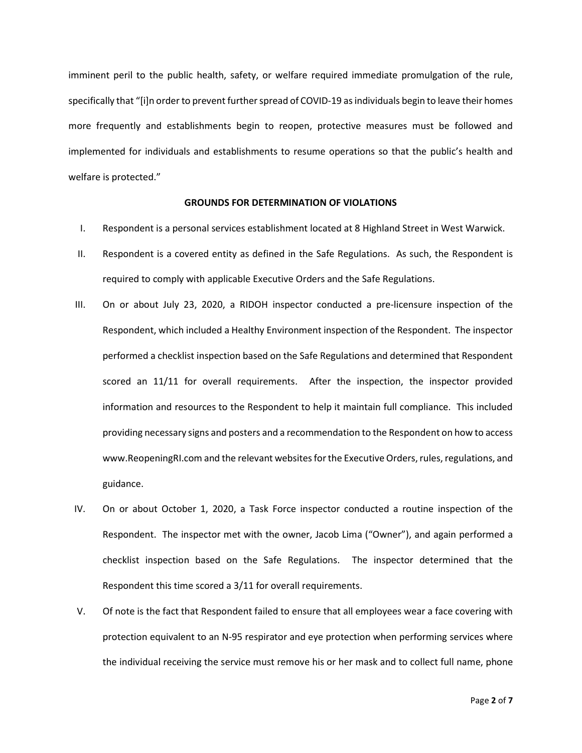imminent peril to the public health, safety, or welfare required immediate promulgation of the rule, specifically that "[i]n order to prevent further spread of COVID-19 as individuals begin to leave their homes more frequently and establishments begin to reopen, protective measures must be followed and implemented for individuals and establishments to resume operations so that the public's health and welfare is protected."

**GROUNDS FOR DETERMINATION OF VIOLATIONS**

I. Respondent is a personal services establishment located at 8 Highland Street in West Warwick.

II. Respondent is a covered entity as defined in the Safe Regulations. As such, the Respondent is required to comply with applicable Executive Orders and the Safe Regulations.

III. On or about July 23, 2020, a RIDOH inspector conducted a pre-licensure inspection of the Respondent, which included a Healthy Environment inspection of the Respondent. The inspector performed a checklist inspection based on the Safe Regulations and determined that Respondent scored an 11/11 for overall requirements. After the inspection, the inspector provided information and resources to the Respondent to help it maintain full compliance. This included providing necessary signs and posters and a recommendation to the Respondent on how to access www.ReopeningRI.com and the relevant websites for the Executive Orders, rules, regulations, and guidance.

IV. On or about October 1, 2020, a Task Force inspector conducted a routine inspection of the Respondent. The inspector met with the owner, Jacob Lima ("Owner"), and again performed a checklist inspection based on the Safe Regulations. The inspector determined that the Respondent this time scored a 3/11 for overall requirements.

V. Of note is the fact that Respondent failed to ensure that all employees wear a face covering with protection equivalent to an N-95 respirator and eye protection when performing services where the individual receiving the service must remove his or her mask and to collect full name, phone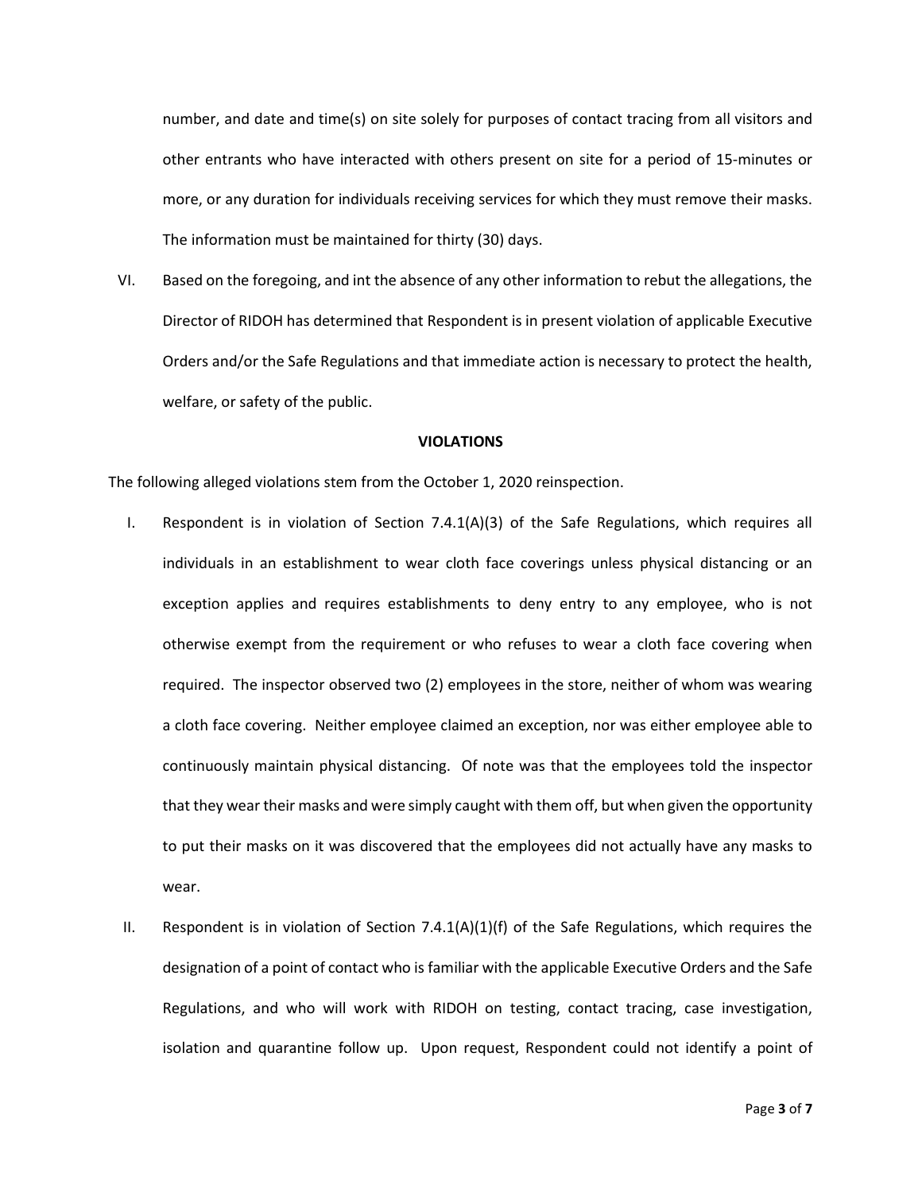number, and date and time(s) on site solely for purposes of contact tracing from all visitors and other entrants who have interacted with others present on site for a period of 15-minutes or more, or any duration for individuals receiving services for which they must remove their masks. The information must be maintained for thirty (30) days.

VI. Based on the foregoing, and int the absence of any other information to rebut the allegations, the Director of RIDOH has determined that Respondent is in present violation of applicable Executive Orders and/or the Safe Regulations and that immediate action is necessary to protect the health, welfare, or safety of the public.

**VIOLATIONS**

The following alleged violations stem from the October 1, 2020 reinspection.

I. Respondent is in violation of Section 7.4.1(A)(3) of the Safe Regulations, which requires all individuals in an establishment to wear cloth face coverings unless physical distancing or an exception applies and requires establishments to deny entry to any employee, who is not otherwise exempt from the requirement or who refuses to wear a cloth face covering when required. The inspector observed two (2) employees in the store, neither of whom was wearing a cloth face covering. Neither employee claimed an exception, nor was either employee able to continuously maintain physical distancing. Of note was that the employees told the inspector that they wear their masks and were simply caught with them off, but when given the opportunity to put their masks on it was discovered that the employees did not actually have any masks to wear.

II. Respondent is in violation of Section 7.4.1(A)(1)(f) of the Safe Regulations, which requires the designation of a point of contact who is familiar with the applicable Executive Orders and the Safe Regulations, and who will work with RIDOH on testing, contact tracing, case investigation, isolation and quarantine follow up. Upon request, Respondent could not identify a point of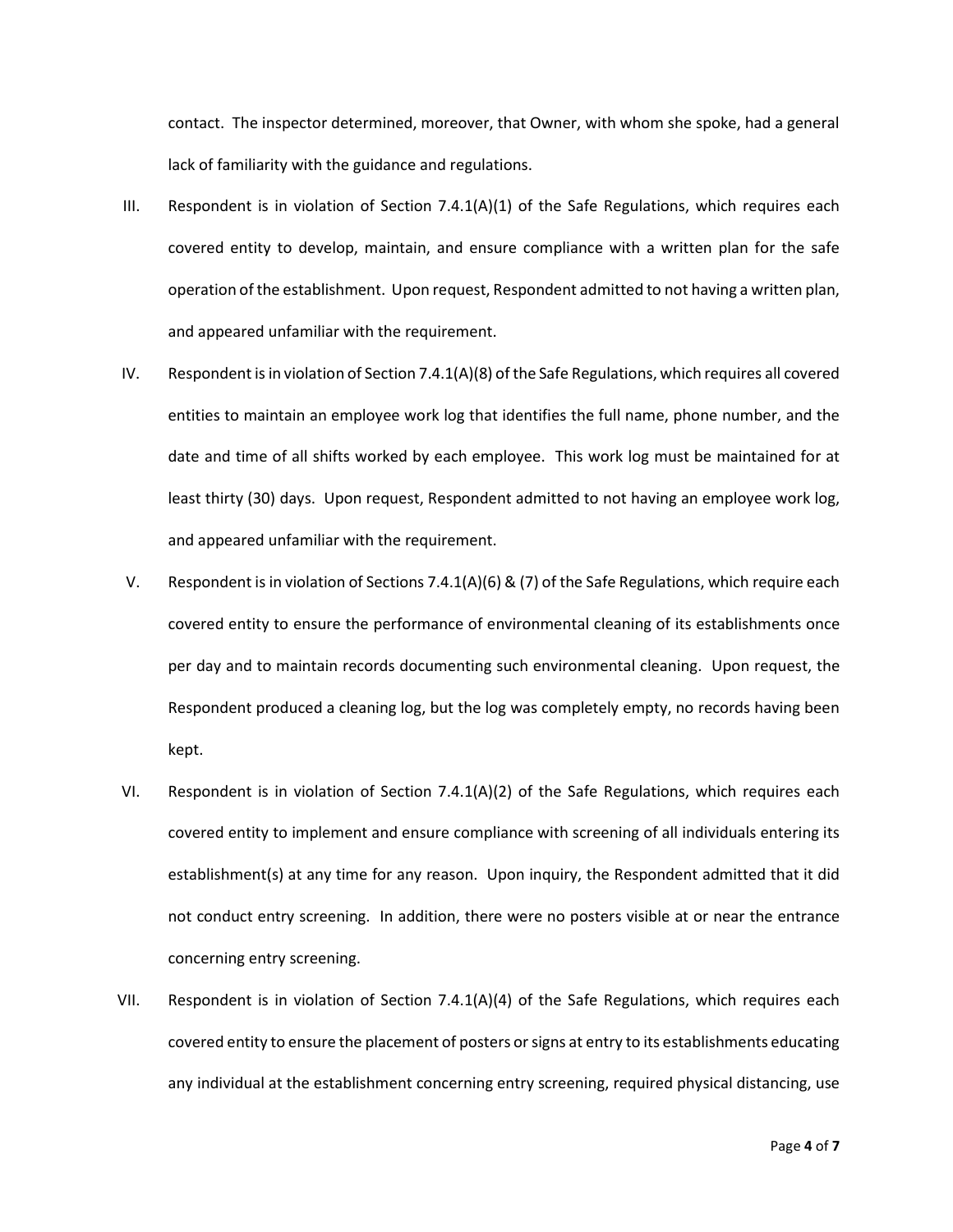contact. The inspector determined, moreover, that Owner, with whom she spoke, had a general lack of familiarity with the guidance and regulations.

III. Respondent is in violation of Section 7.4.1(A)(1) of the Safe Regulations, which requires each covered entity to develop, maintain, and ensure compliance with a written plan for the safe operation of the establishment. Upon request, Respondent admitted to not having a written plan, and appeared unfamiliar with the requirement.

IV. Respondent is in violation of Section 7.4.1(A)(8) of the Safe Regulations, which requires all covered entities to maintain an employee work log that identifies the full name, phone number, and the date and time of all shifts worked by each employee. This work log must be maintained for at least thirty (30) days. Upon request, Respondent admitted to not having an employee work log, and appeared unfamiliar with the requirement.

V. Respondent is in violation of Sections 7.4.1(A)(6) & (7) of the Safe Regulations, which require each covered entity to ensure the performance of environmental cleaning of its establishments once per day and to maintain records documenting such environmental cleaning. Upon request, the Respondent produced a cleaning log, but the log was completely empty, no records having been kept.

VI. Respondent is in violation of Section 7.4.1(A)(2) of the Safe Regulations, which requires each covered entity to implement and ensure compliance with screening of all individuals entering its establishment(s) at any time for any reason. Upon inquiry, the Respondent admitted that it did not conduct entry screening. In addition, there were no posters visible at or near the entrance concerning entry screening.

VII. Respondent is in violation of Section 7.4.1(A)(4) of the Safe Regulations, which requires each covered entity to ensure the placement of posters or signs at entry to its establishments educating any individual at the establishment concerning entry screening, required physical distancing, use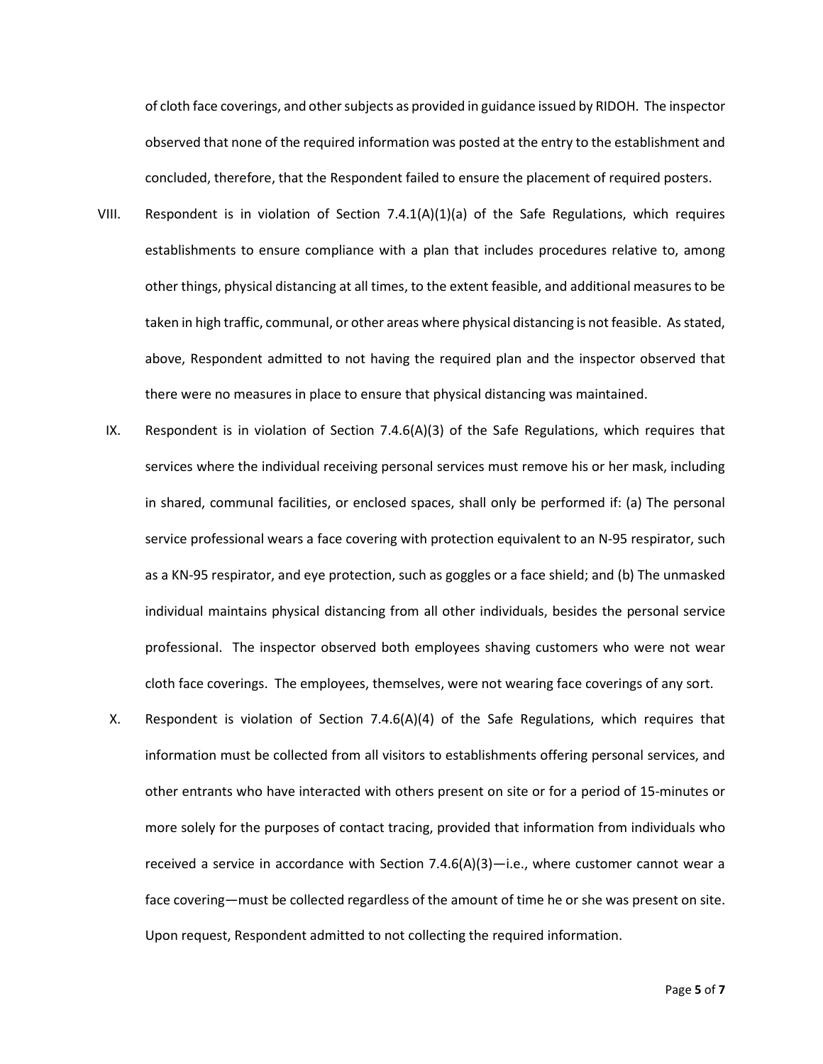of cloth face coverings, and other subjects as provided in guidance issued by RIDOH. The inspector observed that none of the required information was posted at the entry to the establishment and concluded, therefore, that the Respondent failed to ensure the placement of required posters.

VIII. Respondent is in violation of Section 7.4.1(A)(1)(a) of the Safe Regulations, which requires establishments to ensure compliance with a plan that includes procedures relative to, among other things, physical distancing at all times, to the extent feasible, and additional measures to be taken in high traffic, communal, or other areas where physical distancing is not feasible. As stated, above, Respondent admitted to not having the required plan and the inspector observed that there were no measures in place to ensure that physical distancing was maintained.

IX. Respondent is in violation of Section 7.4.6(A)(3) of the Safe Regulations, which requires that services where the individual receiving personal services must remove his or her mask, including in shared, communal facilities, or enclosed spaces, shall only be performed if: (a) The personal service professional wears a face covering with protection equivalent to an N-95 respirator, such as a KN-95 respirator, and eye protection, such as goggles or a face shield; and (b) The unmasked individual maintains physical distancing from all other individuals, besides the personal service professional. The inspector observed both employees shaving customers who were not wear cloth face coverings. The employees, themselves, were not wearing face coverings of any sort.

X. Respondent is violation of Section 7.4.6(A)(4) of the Safe Regulations, which requires that information must be collected from all visitors to establishments offering personal services, and other entrants who have interacted with others present on site or for a period of 15-minutes or more solely for the purposes of contact tracing, provided that information from individuals who received a service in accordance with Section 7.4.6(A)(3)—i.e., where customer cannot wear a face covering—must be collected regardless of the amount of time he or she was present on site. Upon request, Respondent admitted to not collecting the required information.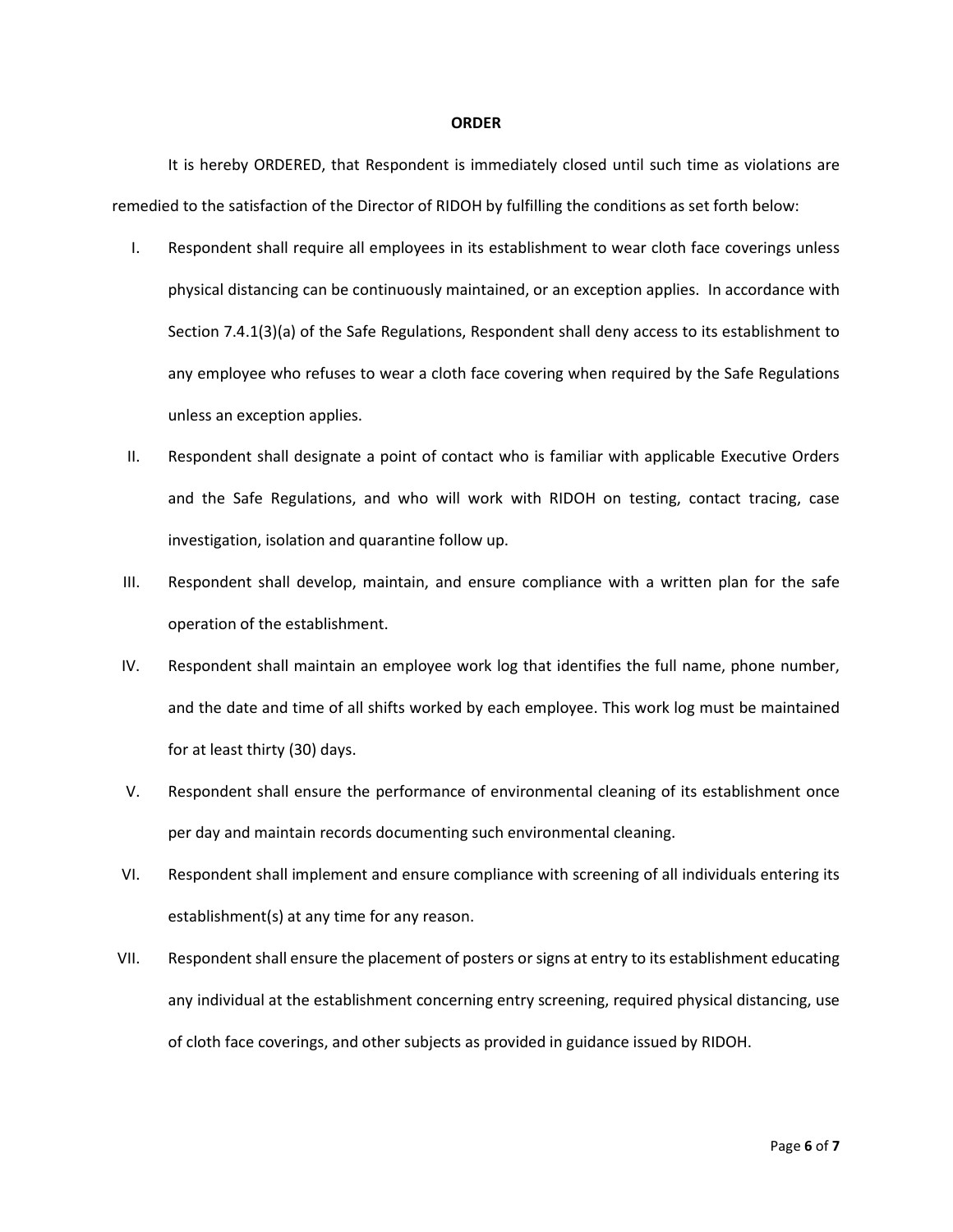## ORDER

It is hereby ORDERED, that Respondent is immediately closed until such time as violations are remedied to the satisfaction of the Director of RIDOH by fulfilling the conditions as set forth below:

I. Respondent shall require all employees in its establishment to wear cloth face coverings unless physical distancing can be continuously maintained, or an exception applies. In accordance with Section 7.4.1(3)(a) of the Safe Regulations, Respondent shall deny access to its establishment to any employee who refuses to wear a cloth face covering when required by the Safe Regulations unless an exception applies.

II. Respondent shall designate a point of contact who is familiar with applicable Executive Orders and the Safe Regulations, and who will work with RIDOH on testing, contact tracing, case investigation, isolation and quarantine follow up.

III. Respondent shall develop, maintain, and ensure compliance with a written plan for the safe operation of the establishment.

IV. Respondent shall maintain an employee work log that identifies the full name, phone number, and the date and time of all shifts worked by each employee. This work log must be maintained for at least thirty (30) days.

V. Respondent shall ensure the performance of environmental cleaning of its establishment once per day and maintain records documenting such environmental cleaning.

VI. Respondent shall implement and ensure compliance with screening of all individuals entering its establishment(s) at any time for any reason.

VII. Respondent shall ensure the placement of posters or signs at entry to its establishment educating any individual at the establishment concerning entry screening, required physical distancing, use of cloth face coverings, and other subjects as provided in guidance issued by RIDOH.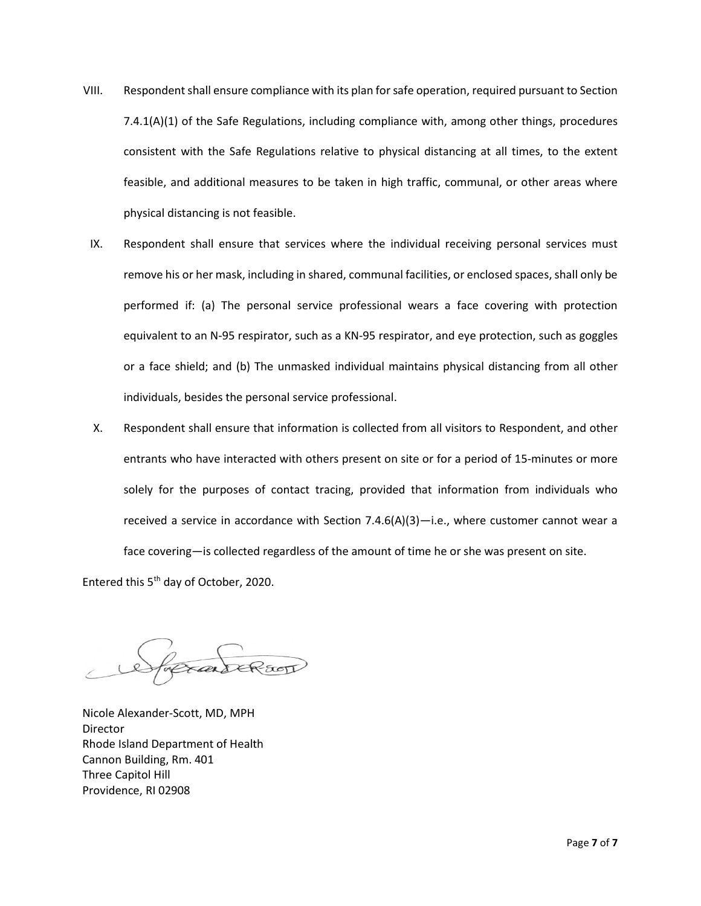VIII. Respondent shall ensure compliance with its plan for safe operation, required pursuant to Section 7.4.1(A)(1) of the Safe Regulations, including compliance with, among other things, procedures consistent with the Safe Regulations relative to physical distancing at all times, to the extent feasible, and additional measures to be taken in high traffic, communal, or other areas where physical distancing is not feasible.

IX. Respondent shall ensure that services where the individual receiving personal services must remove his or her mask, including in shared, communal facilities, or enclosed spaces, shall only be performed if: (a) The personal service professional wears a face covering with protection equivalent to an N-95 respirator, such as a KN-95 respirator, and eye protection, such as goggles or a face shield; and (b) The unmasked individual maintains physical distancing from all other individuals, besides the personal service professional.

X. Respondent shall ensure that information is collected from all visitors to Respondent, and other entrants who have interacted with others present on site or for a period of 15-minutes or more solely for the purposes of contact tracing, provided that information from individuals who received a service in accordance with Section 7.4.6(A)(3)—i.e., where customer cannot wear a face covering—is collected regardless of the amount of time he or she was present on site.

Entered this 5th day of October, 2020.

Nicole Alexander-Scott, MD, MPH
Director
Rhode Island Department of Health
Cannon Building, Rm. 401
Three Capitol Hill
Providence, RI 02908